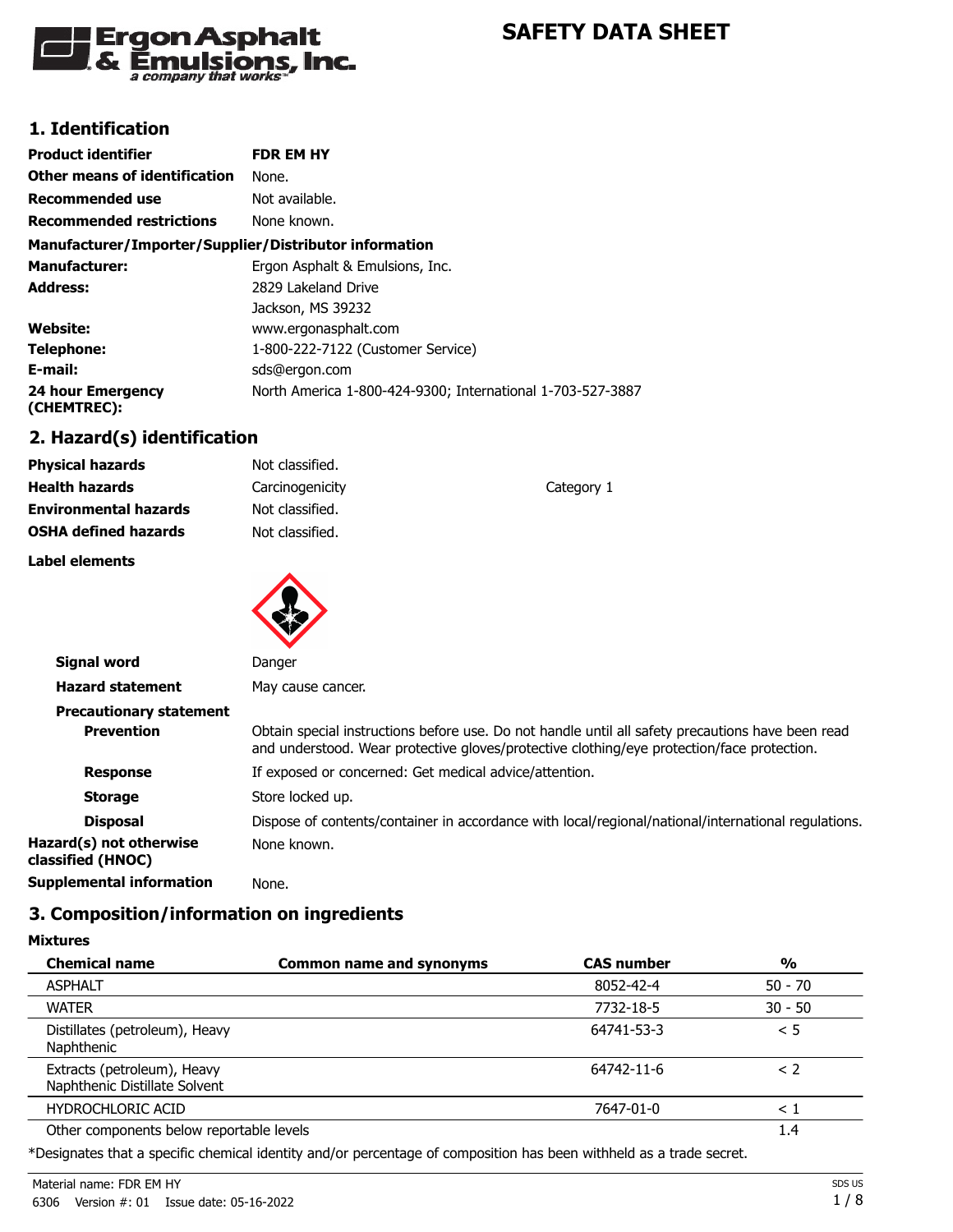# SAFETY DATA SHEET

## 1. Identification

| | |
|---|---|
| **Product identifier** | **FDR EM HY** |
| **Other means of identification** | None. |
| **Recommended use** | Not available. |
| **Recommended restrictions** | None known. |

**Manufacturer/Importer/Supplier/Distributor information**

| | |
|---|---|
| **Manufacturer:** | Ergon Asphalt & Emulsions, Inc. |
| **Address:** | 2829 Lakeland Drive<br>Jackson, MS 39232 |
| **Website:** | www.ergonasphalt.com |
| **Telephone:** | 1-800-222-7122 (Customer Service) |
| **E-mail:** | sds@ergon.com |
| **24 hour Emergency (CHEMTREC):** | North America 1-800-424-9300; International 1-703-527-3887 |

## 2. Hazard(s) identification

| | | |
|---|---|---|
| **Physical hazards** | Not classified. | |
| **Health hazards** | Carcinogenicity | Category 1 |
| **Environmental hazards** | Not classified. | |
| **OSHA defined hazards** | Not classified. | |

**Label elements**

**Signal word** Danger

**Hazard statement** May cause cancer.

**Precautionary statement**

**Prevention** Obtain special instructions before use. Do not handle until all safety precautions have been read and understood. Wear protective gloves/protective clothing/eye protection/face protection.

**Response** If exposed or concerned: Get medical advice/attention.

**Storage** Store locked up.

**Disposal** Dispose of contents/container in accordance with local/regional/national/international regulations.

**Hazard(s) not otherwise classified (HNOC)** None known.

**Supplemental information** None.

## 3. Composition/information on ingredients

**Mixtures**

| Chemical name | Common name and synonyms | CAS number | % |
|---|---|---|---|
| ASPHALT | | 8052-42-4 | 50 - 70 |
| WATER | | 7732-18-5 | 30 - 50 |
| Distillates (petroleum), Heavy Naphthenic | | 64741-53-3 | < 5 |
| Extracts (petroleum), Heavy Naphthenic Distillate Solvent | | 64742-11-6 | < 2 |
| HYDROCHLORIC ACID | | 7647-01-0 | < 1 |
| Other components below reportable levels | | | 1.4 |

*Designates that a specific chemical identity and/or percentage of composition has been withheld as a trade secret.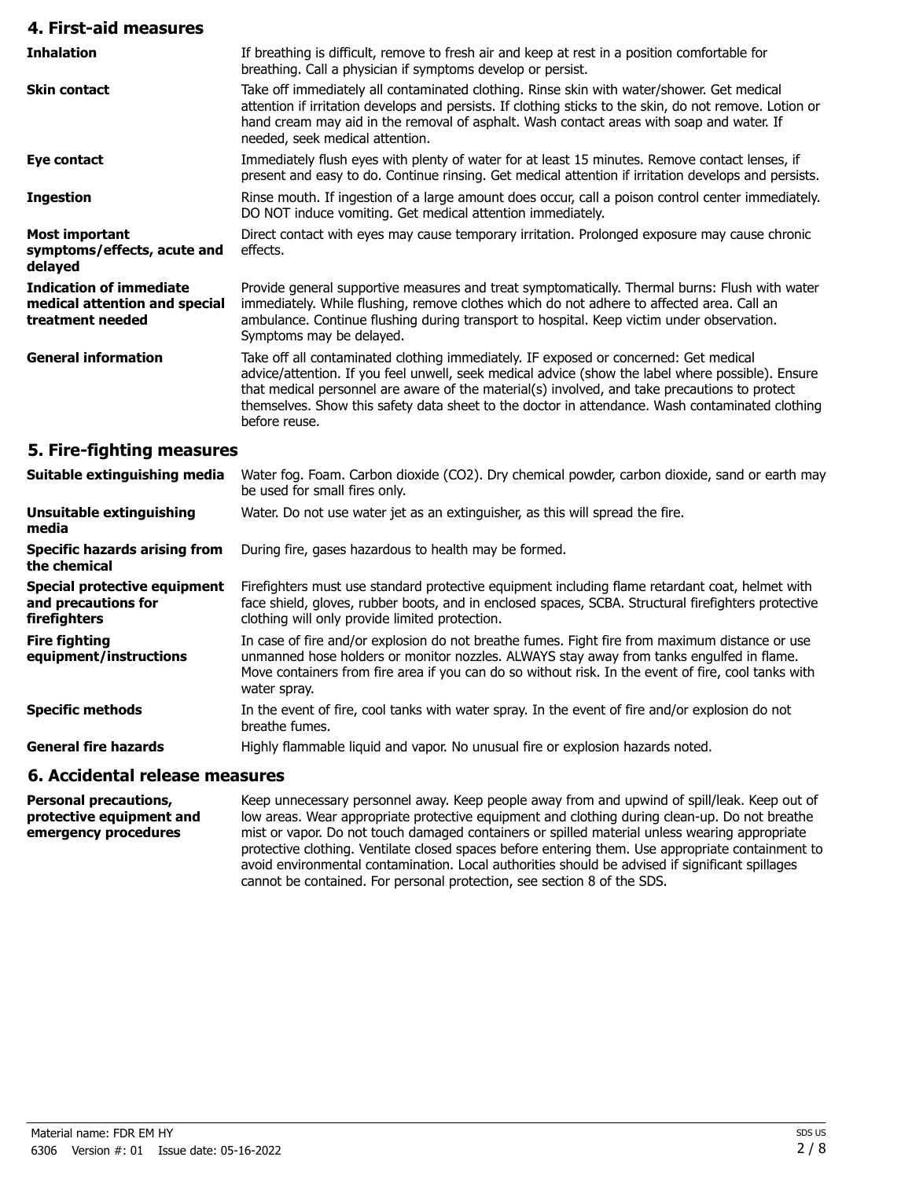## 4. First-aid measures

| | |
|---|---|
| **Inhalation** | If breathing is difficult, remove to fresh air and keep at rest in a position comfortable for breathing. Call a physician if symptoms develop or persist. |
| **Skin contact** | Take off immediately all contaminated clothing. Rinse skin with water/shower. Get medical attention if irritation develops and persists. If clothing sticks to the skin, do not remove. Lotion or hand cream may aid in the removal of asphalt. Wash contact areas with soap and water. If needed, seek medical attention. |
| **Eye contact** | Immediately flush eyes with plenty of water for at least 15 minutes. Remove contact lenses, if present and easy to do. Continue rinsing. Get medical attention if irritation develops and persists. |
| **Ingestion** | Rinse mouth. If ingestion of a large amount does occur, call a poison control center immediately. DO NOT induce vomiting. Get medical attention immediately. |
| **Most important symptoms/effects, acute and delayed** | Direct contact with eyes may cause temporary irritation. Prolonged exposure may cause chronic effects. |
| **Indication of immediate medical attention and special treatment needed** | Provide general supportive measures and treat symptomatically. Thermal burns: Flush with water immediately. While flushing, remove clothes which do not adhere to affected area. Call an ambulance. Continue flushing during transport to hospital. Keep victim under observation. Symptoms may be delayed. |
| **General information** | Take off all contaminated clothing immediately. IF exposed or concerned: Get medical advice/attention. If you feel unwell, seek medical advice (show the label where possible). Ensure that medical personnel are aware of the material(s) involved, and take precautions to protect themselves. Show this safety data sheet to the doctor in attendance. Wash contaminated clothing before reuse. |

## 5. Fire-fighting measures

| | |
|---|---|
| **Suitable extinguishing media** | Water fog. Foam. Carbon dioxide ($CO_2$). Dry chemical powder, carbon dioxide, sand or earth may be used for small fires only. |
| **Unsuitable extinguishing media** | Water. Do not use water jet as an extinguisher, as this will spread the fire. |
| **Specific hazards arising from the chemical** | During fire, gases hazardous to health may be formed. |
| **Special protective equipment and precautions for firefighters** | Firefighters must use standard protective equipment including flame retardant coat, helmet with face shield, gloves, rubber boots, and in enclosed spaces, SCBA. Structural firefighters protective clothing will only provide limited protection. |
| **Fire fighting equipment/instructions** | In case of fire and/or explosion do not breathe fumes. Fight fire from maximum distance or use unmanned hose holders or monitor nozzles. ALWAYS stay away from tanks engulfed in flame. Move containers from fire area if you can do so without risk. In the event of fire, cool tanks with water spray. |
| **Specific methods** | In the event of fire, cool tanks with water spray. In the event of fire and/or explosion do not breathe fumes. |
| **General fire hazards** | Highly flammable liquid and vapor. No unusual fire or explosion hazards noted. |

## 6. Accidental release measures

| | |
|---|---|
| **Personal precautions, protective equipment and emergency procedures** | Keep unnecessary personnel away. Keep people away from and upwind of spill/leak. Keep out of low areas. Wear appropriate protective equipment and clothing during clean-up. Do not breathe mist or vapor. Do not touch damaged containers or spilled material unless wearing appropriate protective clothing. Ventilate closed spaces before entering them. Use appropriate containment to avoid environmental contamination. Local authorities should be advised if significant spillages cannot be contained. For personal protection, see section 8 of the SDS. |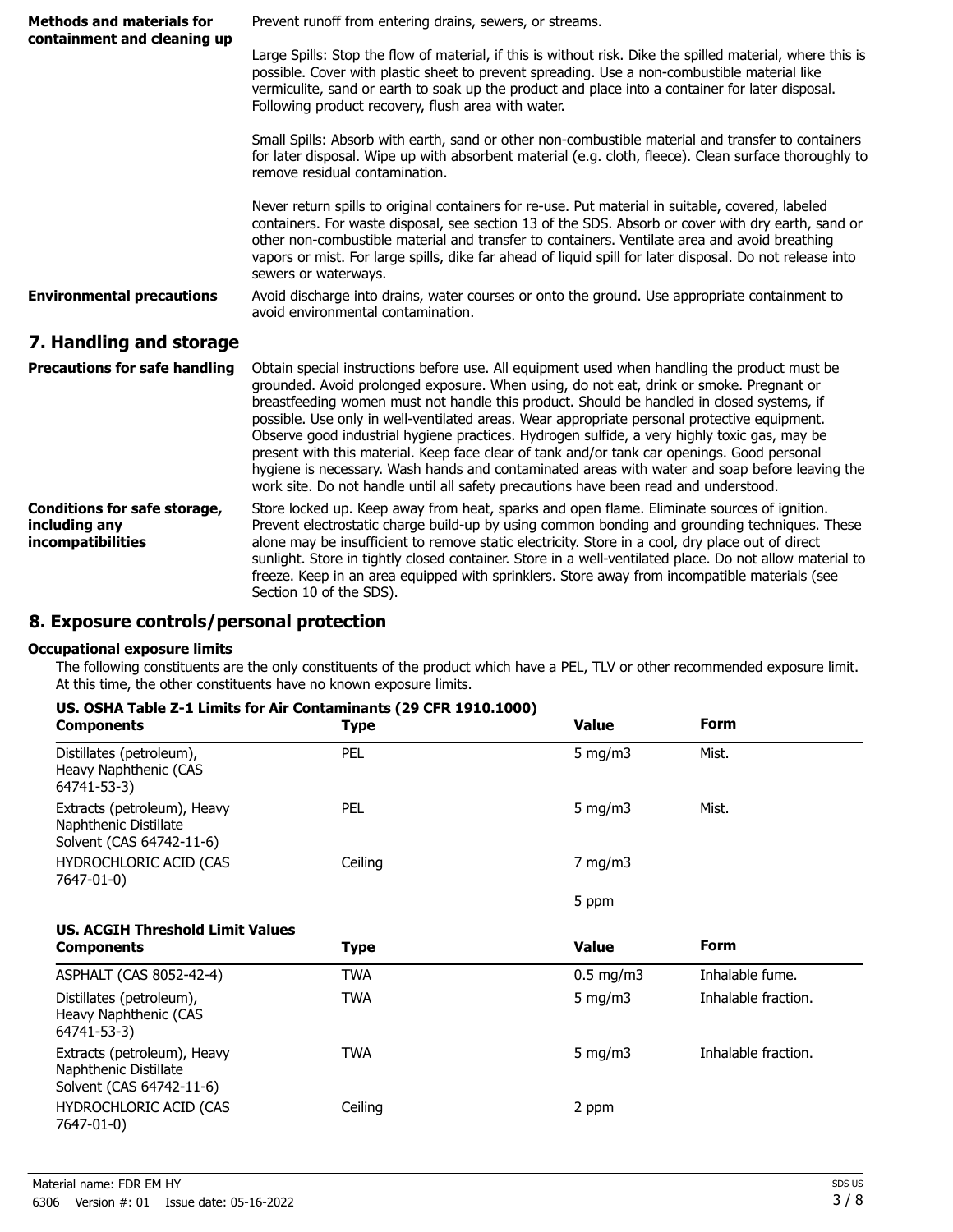**Methods and materials for containment and cleaning up**

Prevent runoff from entering drains, sewers, or streams.

Large Spills: Stop the flow of material, if this is without risk. Dike the spilled material, where this is possible. Cover with plastic sheet to prevent spreading. Use a non-combustible material like vermiculite, sand or earth to soak up the product and place into a container for later disposal. Following product recovery, flush area with water.

Small Spills: Absorb with earth, sand or other non-combustible material and transfer to containers for later disposal. Wipe up with absorbent material (e.g. cloth, fleece). Clean surface thoroughly to remove residual contamination.

Never return spills to original containers for re-use. Put material in suitable, covered, labeled containers. For waste disposal, see section 13 of the SDS. Absorb or cover with dry earth, sand or other non-combustible material and transfer to containers. Ventilate area and avoid breathing vapors or mist. For large spills, dike far ahead of liquid spill for later disposal. Do not release into sewers or waterways.

**Environmental precautions**

Avoid discharge into drains, water courses or onto the ground. Use appropriate containment to avoid environmental contamination.

## 7. Handling and storage

**Precautions for safe handling**

Obtain special instructions before use. All equipment used when handling the product must be grounded. Avoid prolonged exposure. When using, do not eat, drink or smoke. Pregnant or breastfeeding women must not handle this product. Should be handled in closed systems, if possible. Use only in well-ventilated areas. Wear appropriate personal protective equipment. Observe good industrial hygiene practices. Hydrogen sulfide, a very highly toxic gas, may be present with this material. Keep face clear of tank and/or tank car openings. Good personal hygiene is necessary. Wash hands and contaminated areas with water and soap before leaving the work site. Do not handle until all safety precautions have been read and understood.

**Conditions for safe storage, including any incompatibilities**

Store locked up. Keep away from heat, sparks and open flame. Eliminate sources of ignition. Prevent electrostatic charge build-up by using common bonding and grounding techniques. These alone may be insufficient to remove static electricity. Store in a cool, dry place out of direct sunlight. Store in tightly closed container. Store in a well-ventilated place. Do not allow material to freeze. Keep in an area equipped with sprinklers. Store away from incompatible materials (see Section 10 of the SDS).

## 8. Exposure controls/personal protection

**Occupational exposure limits**

The following constituents are the only constituents of the product which have a PEL, TLV or other recommended exposure limit. At this time, the other constituents have no known exposure limits.

**US. OSHA Table Z-1 Limits for Air Contaminants (29 CFR 1910.1000)**

| Components | Type | Value | Form |
|---|---|---|---|
| Distillates (petroleum), Heavy Naphthenic (CAS 64741-53-3) | PEL | 5 mg/m3 | Mist. |
| Extracts (petroleum), Heavy Naphthenic Distillate Solvent (CAS 64742-11-6) | PEL | 5 mg/m3 | Mist. |
| HYDROCHLORIC ACID (CAS 7647-01-0) | Ceiling | 7 mg/m3 | |
| | | 5 ppm | |

**US. ACGIH Threshold Limit Values**

| Components | Type | Value | Form |
|---|---|---|---|
| ASPHALT (CAS 8052-42-4) | TWA | 0.5 mg/m3 | Inhalable fume. |
| Distillates (petroleum), Heavy Naphthenic (CAS 64741-53-3) | TWA | 5 mg/m3 | Inhalable fraction. |
| Extracts (petroleum), Heavy Naphthenic Distillate Solvent (CAS 64742-11-6) | TWA | 5 mg/m3 | Inhalable fraction. |
| HYDROCHLORIC ACID (CAS 7647-01-0) | Ceiling | 2 ppm | |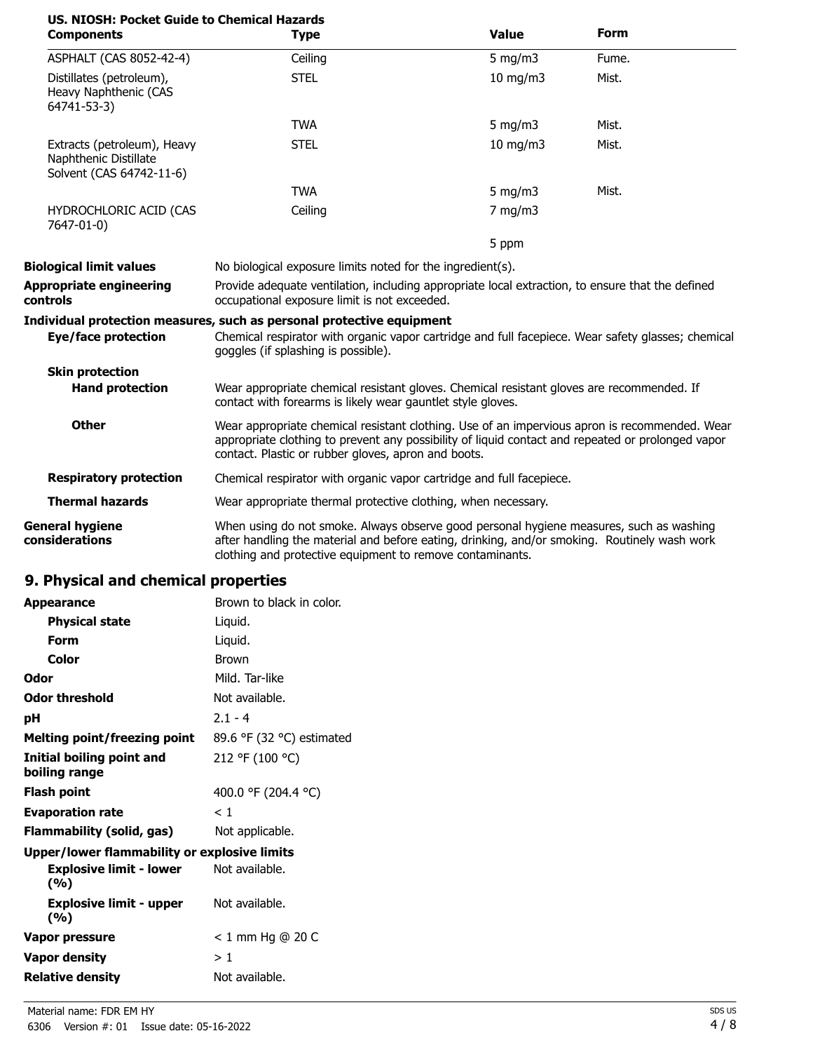**US. NIOSH: Pocket Guide to Chemical Hazards**

| Components | Type | Value | Form |
|---|---|---|---|
| ASPHALT (CAS 8052-42-4) | Ceiling | 5 mg/m3 | Fume. |
| Distillates (petroleum), Heavy Naphthenic (CAS 64741-53-3) | STEL | 10 mg/m3 | Mist. |
| | TWA | 5 mg/m3 | Mist. |
| Extracts (petroleum), Heavy Naphthenic Distillate Solvent (CAS 64742-11-6) | STEL | 10 mg/m3 | Mist. |
| | TWA | 5 mg/m3 | Mist. |
| HYDROCHLORIC ACID (CAS 7647-01-0) | Ceiling | 7 mg/m3 | |
| | | 5 ppm | |

**Biological limit values** No biological exposure limits noted for the ingredient(s).

**Appropriate engineering controls** Provide adequate ventilation, including appropriate local extraction, to ensure that the defined occupational exposure limit is not exceeded.

**Individual protection measures, such as personal protective equipment**

**Eye/face protection** Chemical respirator with organic vapor cartridge and full facepiece. Wear safety glasses; chemical goggles (if splashing is possible).

**Skin protection**

**Hand protection** Wear appropriate chemical resistant gloves. Chemical resistant gloves are recommended. If contact with forearms is likely wear gauntlet style gloves.

**Other** Wear appropriate chemical resistant clothing. Use of an impervious apron is recommended. Wear appropriate clothing to prevent any possibility of liquid contact and repeated or prolonged vapor contact. Plastic or rubber gloves, apron and boots.

**Respiratory protection** Chemical respirator with organic vapor cartridge and full facepiece.

**Thermal hazards** Wear appropriate thermal protective clothing, when necessary.

**General hygiene considerations** When using do not smoke. Always observe good personal hygiene measures, such as washing after handling the material and before eating, drinking, and/or smoking. Routinely wash work clothing and protective equipment to remove contaminants.

## 9. Physical and chemical properties

**Appearance** Brown to black in color.

**Physical state** Liquid.

**Form** Liquid.

**Color** Brown

**Odor** Mild. Tar-like

**Odor threshold** Not available.

**pH** 2.1 - 4

**Melting point/freezing point** 89.6 °F (32 °C) estimated

**Initial boiling point and boiling range** 212 °F (100 °C)

**Flash point** 400.0 °F (204.4 °C)

**Evaporation rate** < 1

**Flammability (solid, gas)** Not applicable.

**Upper/lower flammability or explosive limits**

**Explosive limit - lower (%)** Not available.

**Explosive limit - upper (%)** Not available.

**Vapor pressure** < 1 mm Hg @ 20 C

**Vapor density** > 1

**Relative density** Not available.

Material name: FDR EM HY

6306 Version #: 01 Issue date: 05-16-2022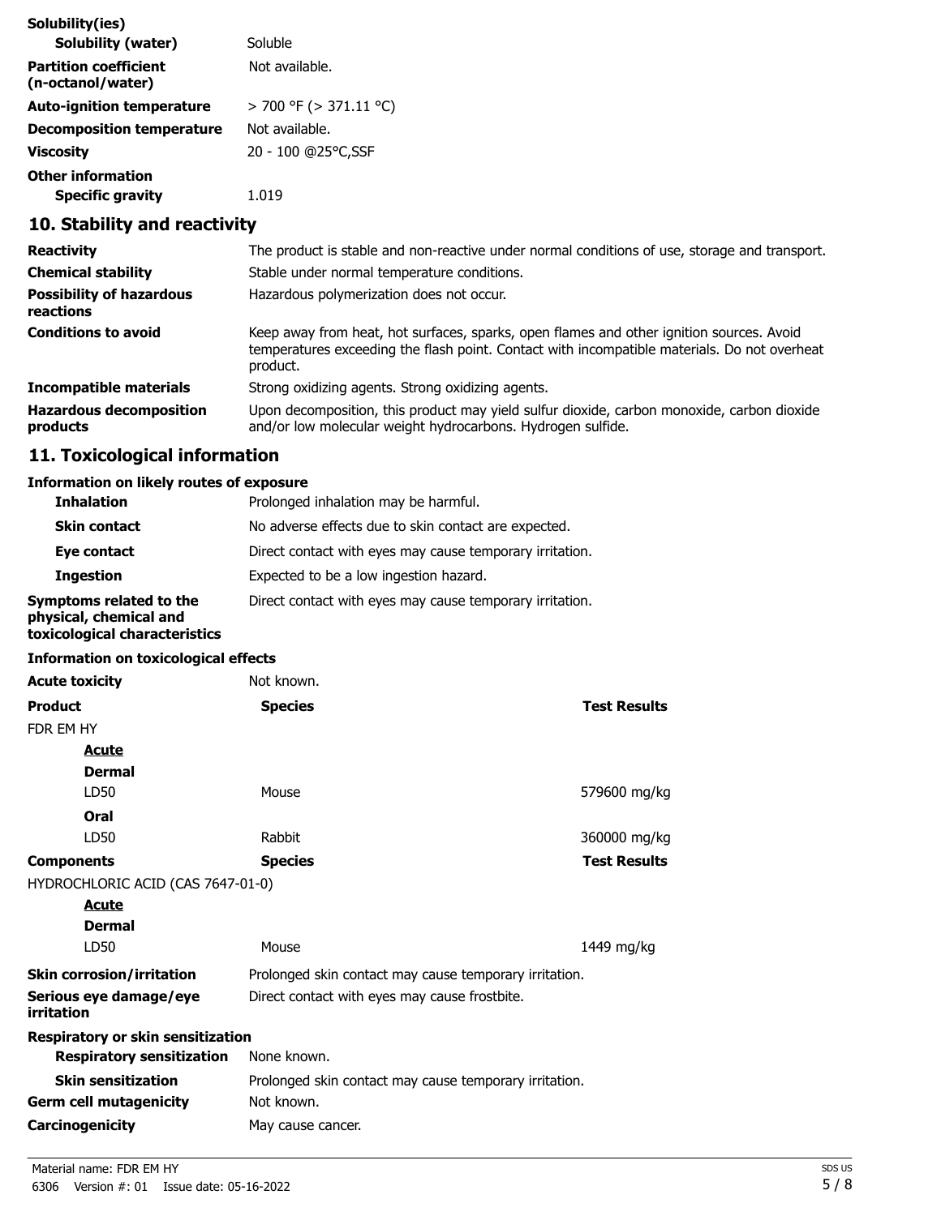**Solubility(ies)**

| | |
|---|---|
| **Solubility (water)** | Soluble |
| **Partition coefficient (n-octanol/water)** | Not available. |
| **Auto-ignition temperature** | > 700 °F (> 371.11 °C) |
| **Decomposition temperature** | Not available. |
| **Viscosity** | 20 - 100 @25°C,SSF |

**Other information**

| | |
|---|---|
| **Specific gravity** | 1.019 |

## 10. Stability and reactivity

| | |
|---|---|
| **Reactivity** | The product is stable and non-reactive under normal conditions of use, storage and transport. |
| **Chemical stability** | Stable under normal temperature conditions. |
| **Possibility of hazardous reactions** | Hazardous polymerization does not occur. |
| **Conditions to avoid** | Keep away from heat, hot surfaces, sparks, open flames and other ignition sources. Avoid temperatures exceeding the flash point. Contact with incompatible materials. Do not overheat product. |
| **Incompatible materials** | Strong oxidizing agents. Strong oxidizing agents. |
| **Hazardous decomposition products** | Upon decomposition, this product may yield sulfur dioxide, carbon monoxide, carbon dioxide and/or low molecular weight hydrocarbons. Hydrogen sulfide. |

## 11. Toxicological information

**Information on likely routes of exposure**

| | |
|---|---|
| **Inhalation** | Prolonged inhalation may be harmful. |
| **Skin contact** | No adverse effects due to skin contact are expected. |
| **Eye contact** | Direct contact with eyes may cause temporary irritation. |
| **Ingestion** | Expected to be a low ingestion hazard. |
| **Symptoms related to the physical, chemical and toxicological characteristics** | Direct contact with eyes may cause temporary irritation. |

**Information on toxicological effects**

**Acute toxicity** Not known.

| Product | Species | Test Results |
|---|---|---|
| FDR EM HY | | |
| ***Acute*** | | |
| **Dermal** | | |
| LD50 | Mouse | 579600 mg/kg |
| **Oral** | | |
| LD50 | Rabbit | 360000 mg/kg |
| **Components** | **Species** | **Test Results** |
| HYDROCHLORIC ACID (CAS 7647-01-0) | | |
| ***Acute*** | | |
| **Dermal** | | |
| LD50 | Mouse | 1449 mg/kg |

| | |
|---|---|
| **Skin corrosion/irritation** | Prolonged skin contact may cause temporary irritation. |
| **Serious eye damage/eye irritation** | Direct contact with eyes may cause frostbite. |

**Respiratory or skin sensitization**

| | |
|---|---|
| **Respiratory sensitization** | None known. |
| **Skin sensitization** | Prolonged skin contact may cause temporary irritation. |
| **Germ cell mutagenicity** | Not known. |
| **Carcinogenicity** | May cause cancer. |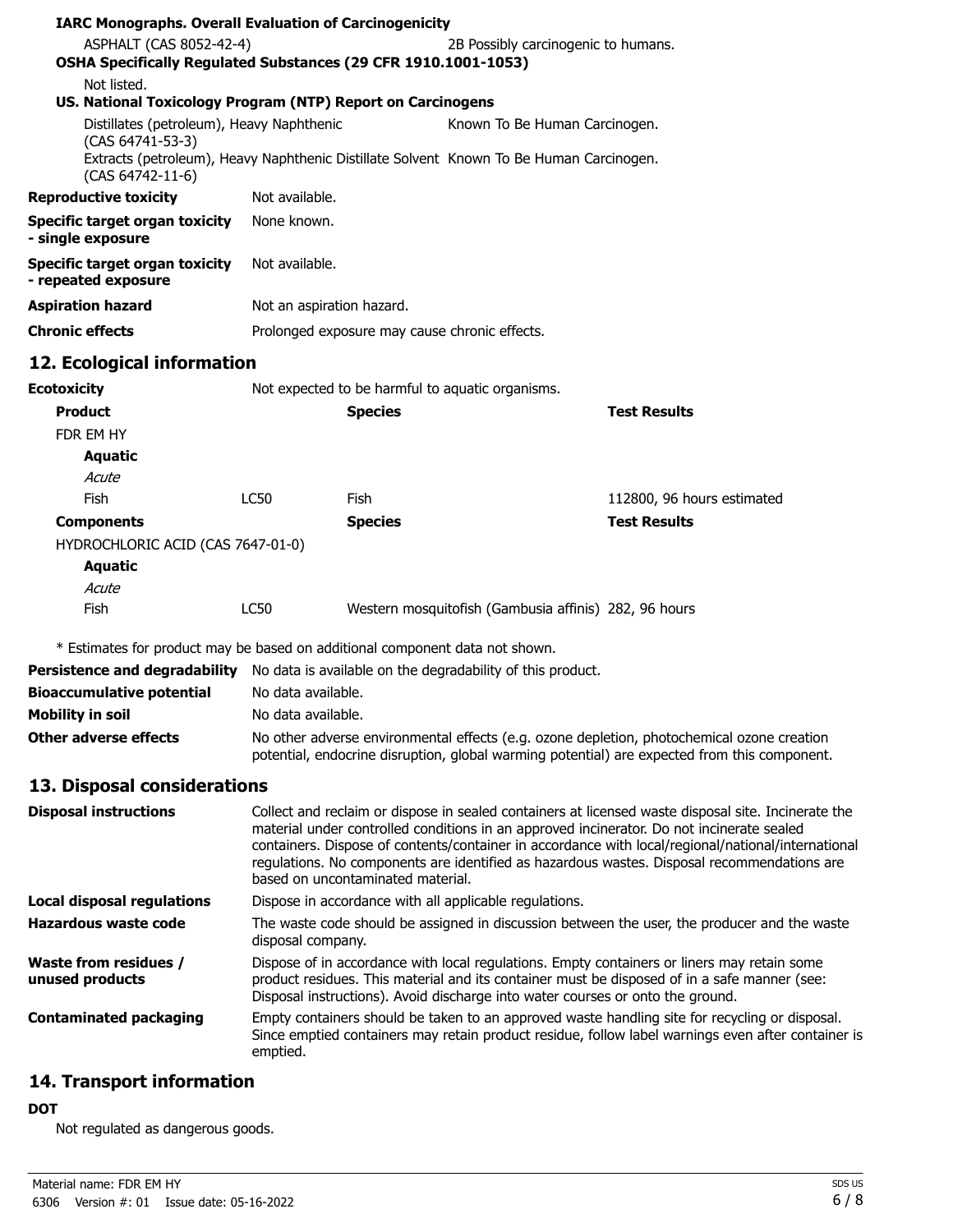**IARC Monographs. Overall Evaluation of Carcinogenicity**

| | |
|---|---|
| ASPHALT (CAS 8052-42-4) | 2B Possibly carcinogenic to humans. |

**OSHA Specifically Regulated Substances (29 CFR 1910.1001-1053)**

Not listed.

**US. National Toxicology Program (NTP) Report on Carcinogens**

| | |
|---|---|
| Distillates (petroleum), Heavy Naphthenic (CAS 64741-53-3) | Known To Be Human Carcinogen. |
| Extracts (petroleum), Heavy Naphthenic Distillate Solvent (CAS 64742-11-6) | Known To Be Human Carcinogen. |

**Reproductive toxicity** Not available.

**Specific target organ toxicity - single exposure** None known.

**Specific target organ toxicity - repeated exposure** Not available.

**Aspiration hazard** Not an aspiration hazard.

**Chronic effects** Prolonged exposure may cause chronic effects.

## 12. Ecological information

**Ecotoxicity** Not expected to be harmful to aquatic organisms.

| **Product** | | **Species** | **Test Results** |
|---|---|---|---|
| FDR EM HY | | | |
| **Aquatic** | | | |
| *Acute* | | | |
| Fish | LC50 | Fish | 112800, 96 hours estimated |
| **Components** | | **Species** | **Test Results** |
| HYDROCHLORIC ACID (CAS 7647-01-0) | | | |
| **Aquatic** | | | |
| *Acute* | | | |
| Fish | LC50 | Western mosquitofish (Gambusia affinis) | 282, 96 hours |

* Estimates for product may be based on additional component data not shown.

**Persistence and degradability** No data is available on the degradability of this product.

**Bioaccumulative potential** No data available.

**Mobility in soil** No data available.

**Other adverse effects** No other adverse environmental effects (e.g. ozone depletion, photochemical ozone creation potential, endocrine disruption, global warming potential) are expected from this component.

## 13. Disposal considerations

**Disposal instructions** Collect and reclaim or dispose in sealed containers at licensed waste disposal site. Incinerate the material under controlled conditions in an approved incinerator. Do not incinerate sealed containers. Dispose of contents/container in accordance with local/regional/national/international regulations. No components are identified as hazardous wastes. Disposal recommendations are based on uncontaminated material.

**Local disposal regulations** Dispose in accordance with all applicable regulations.

**Hazardous waste code** The waste code should be assigned in discussion between the user, the producer and the waste disposal company.

**Waste from residues / unused products** Dispose of in accordance with local regulations. Empty containers or liners may retain some product residues. This material and its container must be disposed of in a safe manner (see: Disposal instructions). Avoid discharge into water courses or onto the ground.

**Contaminated packaging** Empty containers should be taken to an approved waste handling site for recycling or disposal. Since emptied containers may retain product residue, follow label warnings even after container is emptied.

## 14. Transport information

**DOT**

Not regulated as dangerous goods.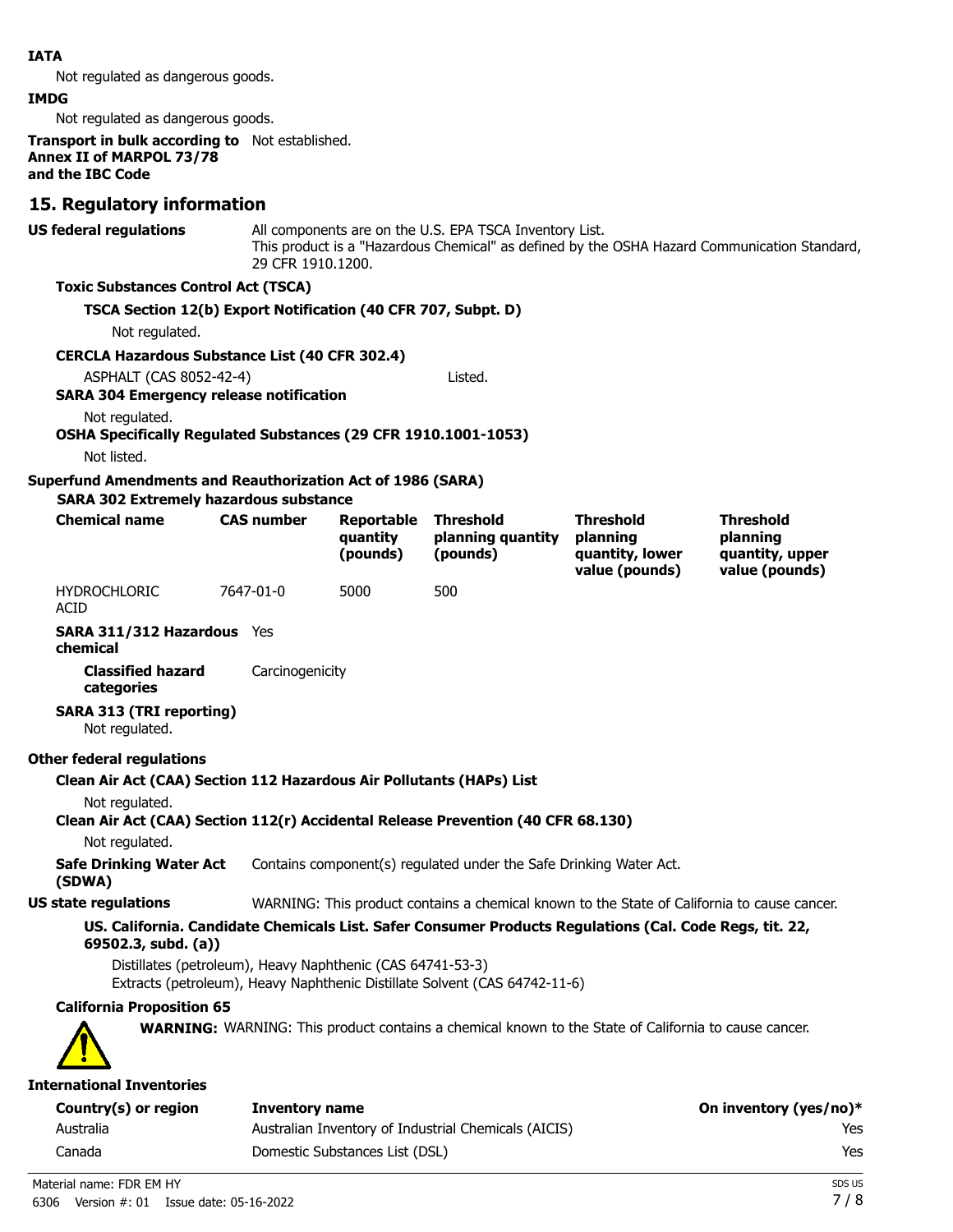**IATA**

Not regulated as dangerous goods.

**IMDG**

Not regulated as dangerous goods.

**Transport in bulk according to Annex II of MARPOL 73/78 and the IBC Code** Not established.

## 15. Regulatory information

**US federal regulations** All components are on the U.S. EPA TSCA Inventory List.
This product is a "Hazardous Chemical" as defined by the OSHA Hazard Communication Standard, 29 CFR 1910.1200.

**Toxic Substances Control Act (TSCA)**

**TSCA Section 12(b) Export Notification (40 CFR 707, Subpt. D)**

Not regulated.

**CERCLA Hazardous Substance List (40 CFR 302.4)**

ASPHALT (CAS 8052-42-4) Listed.

**SARA 304 Emergency release notification**

Not regulated.

**OSHA Specifically Regulated Substances (29 CFR 1910.1001-1053)**

Not listed.

**Superfund Amendments and Reauthorization Act of 1986 (SARA)**

**SARA 302 Extremely hazardous substance**

| Chemical name | CAS number | Reportable quantity (pounds) | Threshold planning quantity (pounds) | Threshold planning quantity, lower value (pounds) | Threshold planning quantity, upper value (pounds) |
|---|---|---|---|---|---|
| HYDROCHLORIC ACID | 7647-01-0 | 5000 | 500 | | |

**SARA 311/312 Hazardous chemical** Yes

**Classified hazard categories** Carcinogenicity

**SARA 313 (TRI reporting)**
Not regulated.

**Other federal regulations**

**Clean Air Act (CAA) Section 112 Hazardous Air Pollutants (HAPs) List**

Not regulated.

**Clean Air Act (CAA) Section 112(r) Accidental Release Prevention (40 CFR 68.130)**

Not regulated.

**Safe Drinking Water Act (SDWA)** Contains component(s) regulated under the Safe Drinking Water Act.

**US state regulations** WARNING: This product contains a chemical known to the State of California to cause cancer.

**US. California. Candidate Chemicals List. Safer Consumer Products Regulations (Cal. Code Regs, tit. 22, 69502.3, subd. (a))**

Distillates (petroleum), Heavy Naphthenic (CAS 64741-53-3)
Extracts (petroleum), Heavy Naphthenic Distillate Solvent (CAS 64742-11-6)

**California Proposition 65**

**WARNING:** WARNING: This product contains a chemical known to the State of California to cause cancer.

**International Inventories**

| Country(s) or region | Inventory name | On inventory (yes/no)* |
|---|---|---|
| Australia | Australian Inventory of Industrial Chemicals (AICIS) | Yes |
| Canada | Domestic Substances List (DSL) | Yes |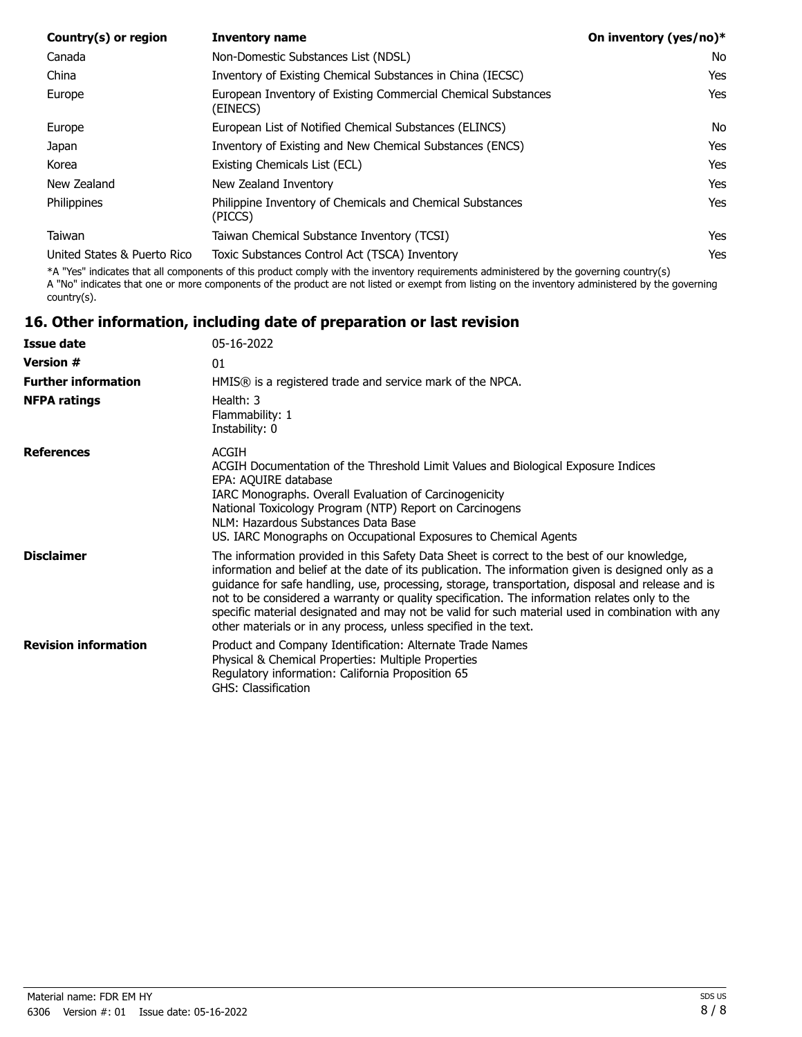| Country(s) or region | Inventory name | On inventory (yes/no)* |
|---|---|---|
| Canada | Non-Domestic Substances List (NDSL) | No |
| China | Inventory of Existing Chemical Substances in China (IECSC) | Yes |
| Europe | European Inventory of Existing Commercial Chemical Substances (EINECS) | Yes |
| Europe | European List of Notified Chemical Substances (ELINCS) | No |
| Japan | Inventory of Existing and New Chemical Substances (ENCS) | Yes |
| Korea | Existing Chemicals List (ECL) | Yes |
| New Zealand | New Zealand Inventory | Yes |
| Philippines | Philippine Inventory of Chemicals and Chemical Substances (PICCS) | Yes |
| Taiwan | Taiwan Chemical Substance Inventory (TCSI) | Yes |
| United States & Puerto Rico | Toxic Substances Control Act (TSCA) Inventory | Yes |

*A "Yes" indicates that all components of this product comply with the inventory requirements administered by the governing country(s)
A "No" indicates that one or more components of the product are not listed or exempt from listing on the inventory administered by the governing country(s).

## 16. Other information, including date of preparation or last revision

**Issue date** 05-16-2022

**Version #** 01

**Further information** HMIS® is a registered trade and service mark of the NPCA.

**NFPA ratings**
Health: 3
Flammability: 1
Instability: 0

**References**
ACGIH
ACGIH Documentation of the Threshold Limit Values and Biological Exposure Indices
EPA: AQUIRE database
IARC Monographs. Overall Evaluation of Carcinogenicity
National Toxicology Program (NTP) Report on Carcinogens
NLM: Hazardous Substances Data Base
US. IARC Monographs on Occupational Exposures to Chemical Agents

**Disclaimer** The information provided in this Safety Data Sheet is correct to the best of our knowledge, information and belief at the date of its publication. The information given is designed only as a guidance for safe handling, use, processing, storage, transportation, disposal and release and is not to be considered a warranty or quality specification. The information relates only to the specific material designated and may not be valid for such material used in combination with any other materials or in any process, unless specified in the text.

**Revision information**
Product and Company Identification: Alternate Trade Names
Physical & Chemical Properties: Multiple Properties
Regulatory information: California Proposition 65
GHS: Classification